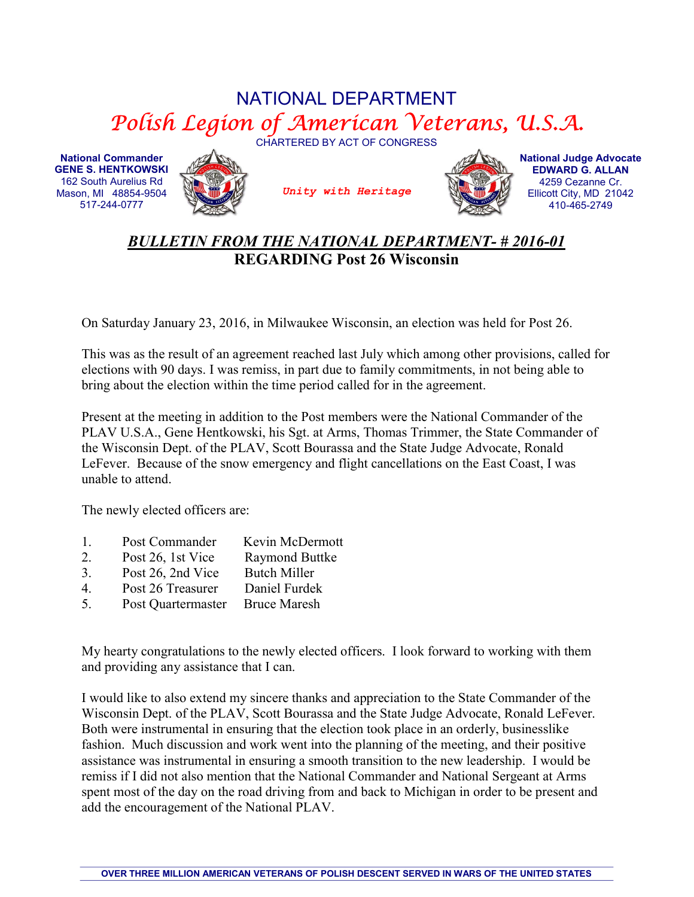# NATIONAL DEPARTMENT

## *Polish Legion of American Veterans, U.S.A.*

CHARTERED BY ACT OF CONGRESS

**National Commander**
**GENE S. HENTKOWSKI**
162 South Aurelius Rd
Mason, MI 48854-9504
517-244-0777

*Unity with Heritage*

**National Judge Advocate**
**EDWARD G. ALLAN**
4259 Cezanne Cr.
Ellicott City, MD 21042
410-465-2749

***BULLETIN FROM THE NATIONAL DEPARTMENT- # 2016-01***
**REGARDING Post 26 Wisconsin**

On Saturday January 23, 2016, in Milwaukee Wisconsin, an election was held for Post 26.

This was as the result of an agreement reached last July which among other provisions, called for elections with 90 days. I was remiss, in part due to family commitments, in not being able to bring about the election within the time period called for in the agreement.

Present at the meeting in addition to the Post members were the National Commander of the PLAV U.S.A., Gene Hentkowski, his Sgt. at Arms, Thomas Trimmer, the State Commander of the Wisconsin Dept. of the PLAV, Scott Bourassa and the State Judge Advocate, Ronald LeFever. Because of the snow emergency and flight cancellations on the East Coast, I was unable to attend.

The newly elected officers are:

1. Post Commander — Kevin McDermott
2. Post 26, 1st Vice — Raymond Buttke
3. Post 26, 2nd Vice — Butch Miller
4. Post 26 Treasurer — Daniel Furdek
5. Post Quartermaster — Bruce Maresh

My hearty congratulations to the newly elected officers. I look forward to working with them and providing any assistance that I can.

I would like to also extend my sincere thanks and appreciation to the State Commander of the Wisconsin Dept. of the PLAV, Scott Bourassa and the State Judge Advocate, Ronald LeFever. Both were instrumental in ensuring that the election took place in an orderly, businesslike fashion. Much discussion and work went into the planning of the meeting, and their positive assistance was instrumental in ensuring a smooth transition to the new leadership. I would be remiss if I did not also mention that the National Commander and National Sergeant at Arms spent most of the day on the road driving from and back to Michigan in order to be present and add the encouragement of the National PLAV.

OVER THREE MILLION AMERICAN VETERANS OF POLISH DESCENT SERVED IN WARS OF THE UNITED STATES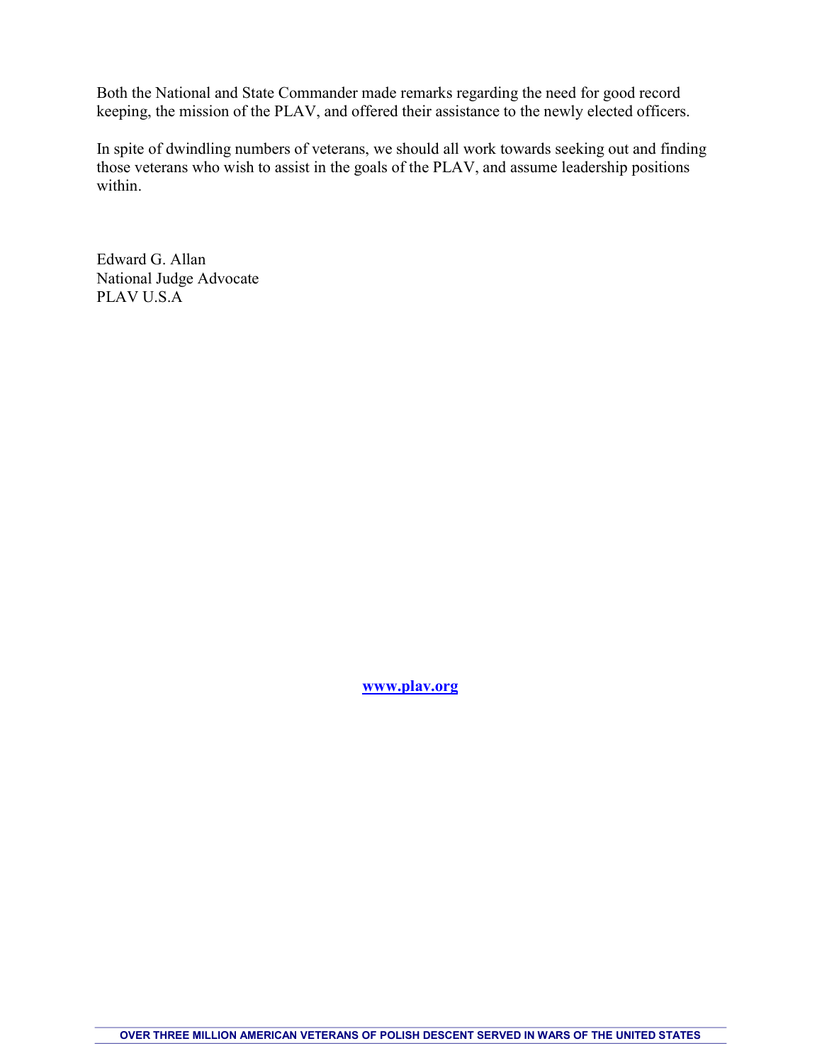Both the National and State Commander made remarks regarding the need for good record keeping, the mission of the PLAV, and offered their assistance to the newly elected officers.

In spite of dwindling numbers of veterans, we should all work towards seeking out and finding those veterans who wish to assist in the goals of the PLAV, and assume leadership positions within.

Edward G. Allan
National Judge Advocate
PLAV U.S.A

**www.plav.org**

**OVER THREE MILLION AMERICAN VETERANS OF POLISH DESCENT SERVED IN WARS OF THE UNITED STATES**